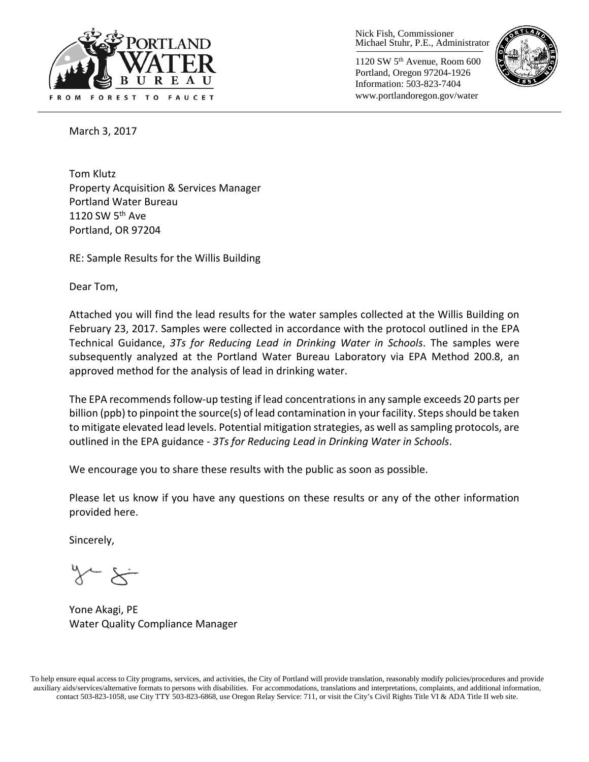Nick Fish, Commissioner
Michael Stuhr, P.E., Administrator

1120 SW 5th Avenue, Room 600
Portland, Oregon 97204-1926
Information: 503-823-7404
www.portlandoregon.gov/water

March 3, 2017

Tom Klutz
Property Acquisition & Services Manager
Portland Water Bureau
1120 SW 5th Ave
Portland, OR 97204

RE: Sample Results for the Willis Building

Dear Tom,

Attached you will find the lead results for the water samples collected at the Willis Building on February 23, 2017. Samples were collected in accordance with the protocol outlined in the EPA Technical Guidance, *3Ts for Reducing Lead in Drinking Water in Schools*. The samples were subsequently analyzed at the Portland Water Bureau Laboratory via EPA Method 200.8, an approved method for the analysis of lead in drinking water.

The EPA recommends follow-up testing if lead concentrations in any sample exceeds 20 parts per billion (ppb) to pinpoint the source(s) of lead contamination in your facility. Steps should be taken to mitigate elevated lead levels. Potential mitigation strategies, as well as sampling protocols, are outlined in the EPA guidance - *3Ts for Reducing Lead in Drinking Water in Schools*.

We encourage you to share these results with the public as soon as possible.

Please let us know if you have any questions on these results or any of the other information provided here.

Sincerely,

Yone Akagi, PE
Water Quality Compliance Manager

To help ensure equal access to City programs, services, and activities, the City of Portland will provide translation, reasonably modify policies/procedures and provide auxiliary aids/services/alternative formats to persons with disabilities. For accommodations, translations and interpretations, complaints, and additional information, contact 503-823-1058, use City TTY 503-823-6868, use Oregon Relay Service: 711, or visit the City's Civil Rights Title VI & ADA Title II web site.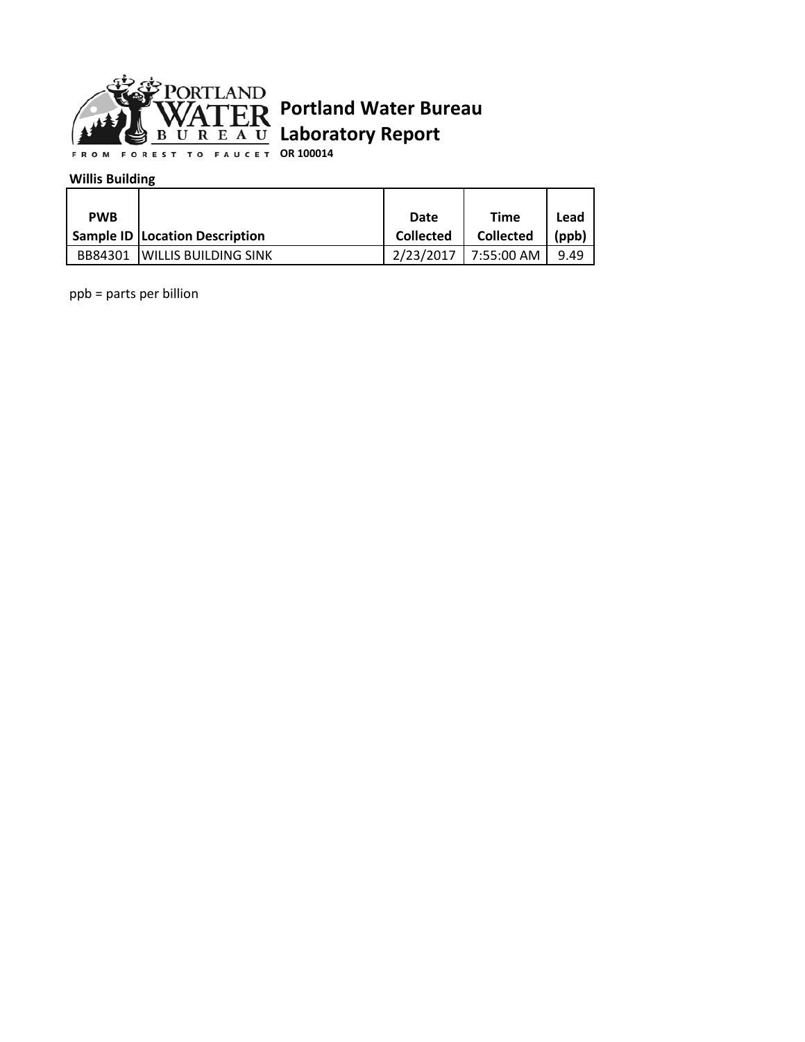# Portland Water Bureau
# Laboratory Report

**OR 100014**

FROM FOREST TO FAUCET

**Willis Building**

| PWB Sample ID | Location Description | Date Collected | Time Collected | Lead (ppb) |
|---|---|---|---|---|
| BB84301 | WILLIS BUILDING SINK | 2/23/2017 | 7:55:00 AM | 9.49 |

ppb = parts per billion